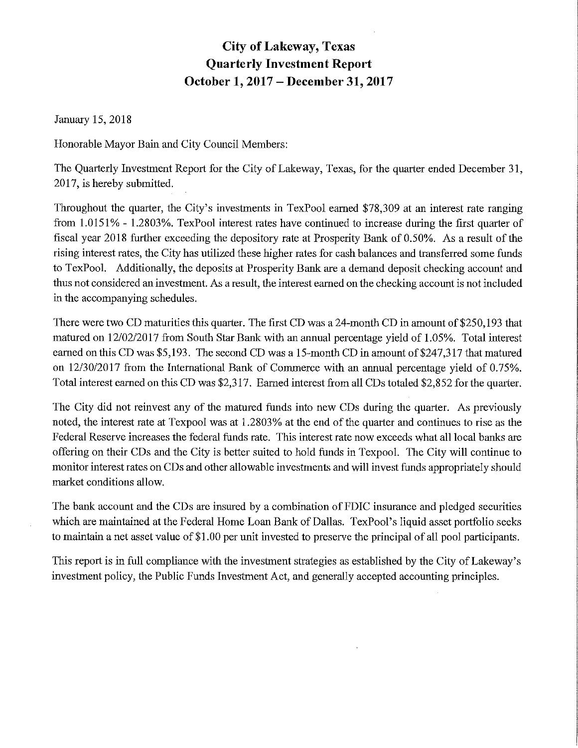# City of Lakeway, Texas
## Quarterly Investment Report
## October 1, 2017 – December 31, 2017

January 15, 2018

Honorable Mayor Bain and City Council Members:

The Quarterly Investment Report for the City of Lakeway, Texas, for the quarter ended December 31, 2017, is hereby submitted.

Throughout the quarter, the City's investments in TexPool earned $78,309 at an interest rate ranging from 1.0151% - 1.2803%. TexPool interest rates have continued to increase during the first quarter of fiscal year 2018 further exceeding the depository rate at Prosperity Bank of 0.50%. As a result of the rising interest rates, the City has utilized these higher rates for cash balances and transferred some funds to TexPool. Additionally, the deposits at Prosperity Bank are a demand deposit checking account and thus not considered an investment. As a result, the interest earned on the checking account is not included in the accompanying schedules.

There were two CD maturities this quarter. The first CD was a 24-month CD in amount of $250,193 that matured on 12/02/2017 from South Star Bank with an annual percentage yield of 1.05%. Total interest earned on this CD was $5,193. The second CD was a 15-month CD in amount of $247,317 that matured on 12/30/2017 from the International Bank of Commerce with an annual percentage yield of 0.75%. Total interest earned on this CD was $2,317. Earned interest from all CDs totaled $2,852 for the quarter.

The City did not reinvest any of the matured funds into new CDs during the quarter. As previously noted, the interest rate at Texpool was at 1.2803% at the end of the quarter and continues to rise as the Federal Reserve increases the federal funds rate. This interest rate now exceeds what all local banks are offering on their CDs and the City is better suited to hold funds in Texpool. The City will continue to monitor interest rates on CDs and other allowable investments and will invest funds appropriately should market conditions allow.

The bank account and the CDs are insured by a combination of FDIC insurance and pledged securities which are maintained at the Federal Home Loan Bank of Dallas. TexPool's liquid asset portfolio seeks to maintain a net asset value of $1.00 per unit invested to preserve the principal of all pool participants.

This report is in full compliance with the investment strategies as established by the City of Lakeway's investment policy, the Public Funds Investment Act, and generally accepted accounting principles.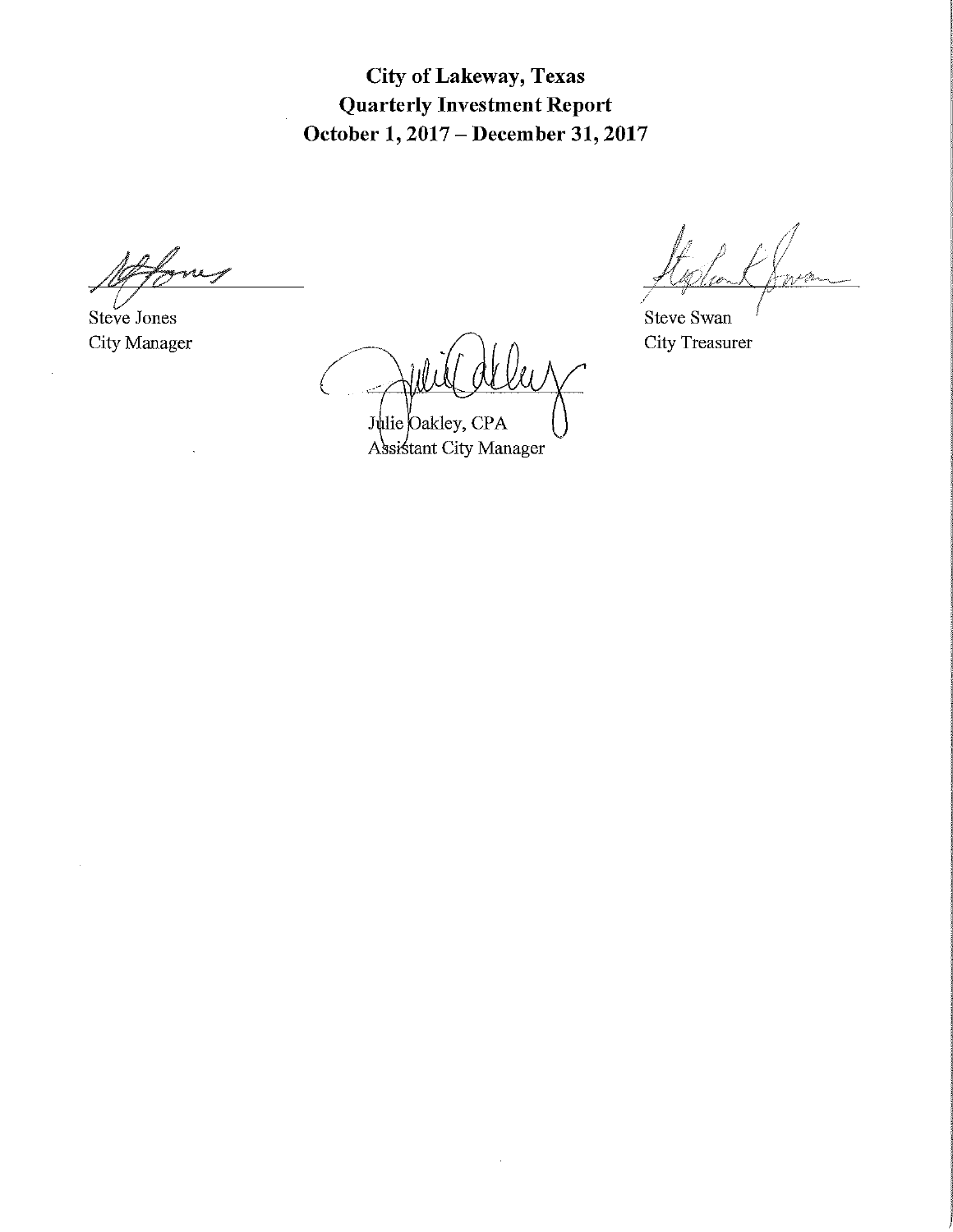**City of Lakeway, Texas**
**Quarterly Investment Report**
**October 1, 2017 – December 31, 2017**

Steve Jones
City Manager

Steve Swan
City Treasurer

Julie Oakley, CPA
Assistant City Manager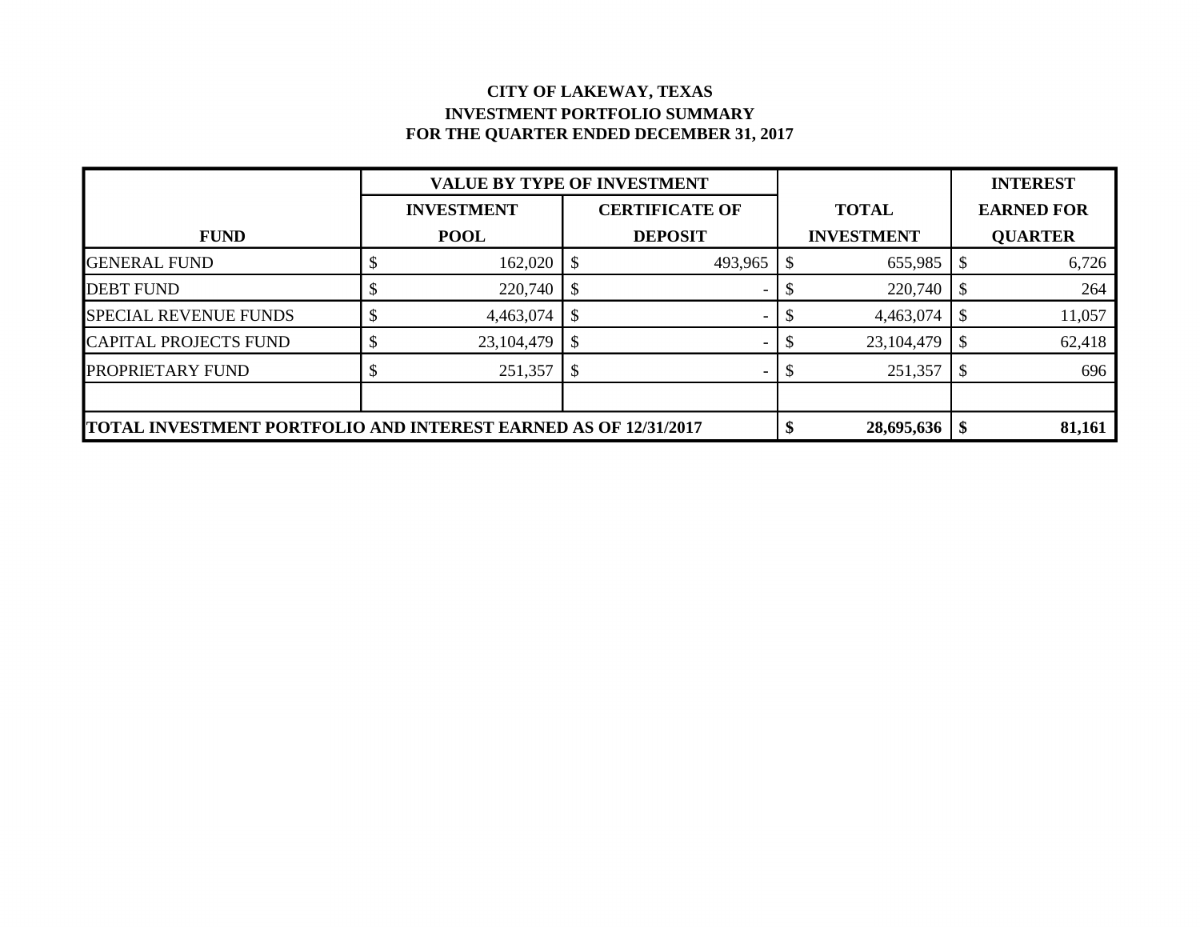# CITY OF LAKEWAY, TEXAS

## INVESTMENT PORTFOLIO SUMMARY

## FOR THE QUARTER ENDED DECEMBER 31, 2017

| | VALUE BY TYPE OF INVESTMENT | | | INTEREST |
|---|---|---|---|---|
| **FUND** | **INVESTMENT POOL** | **CERTIFICATE OF DEPOSIT** | **TOTAL INVESTMENT** | **EARNED FOR QUARTER** |
| GENERAL FUND | $ 162,020 | $ 493,965 | $ 655,985 | $ 6,726 |
| DEBT FUND | $ 220,740 | $ - | $ 220,740 | $ 264 |
| SPECIAL REVENUE FUNDS | $ 4,463,074 | $ - | $ 4,463,074 | $ 11,057 |
| CAPITAL PROJECTS FUND | $ 23,104,479 | $ - | $ 23,104,479 | $ 62,418 |
| PROPRIETARY FUND | $ 251,357 | $ - | $ 251,357 | $ 696 |
| | | | | |
| **TOTAL INVESTMENT PORTFOLIO AND INTEREST EARNED AS OF 12/31/2017** | | | **$ 28,695,636** | **$ 81,161** |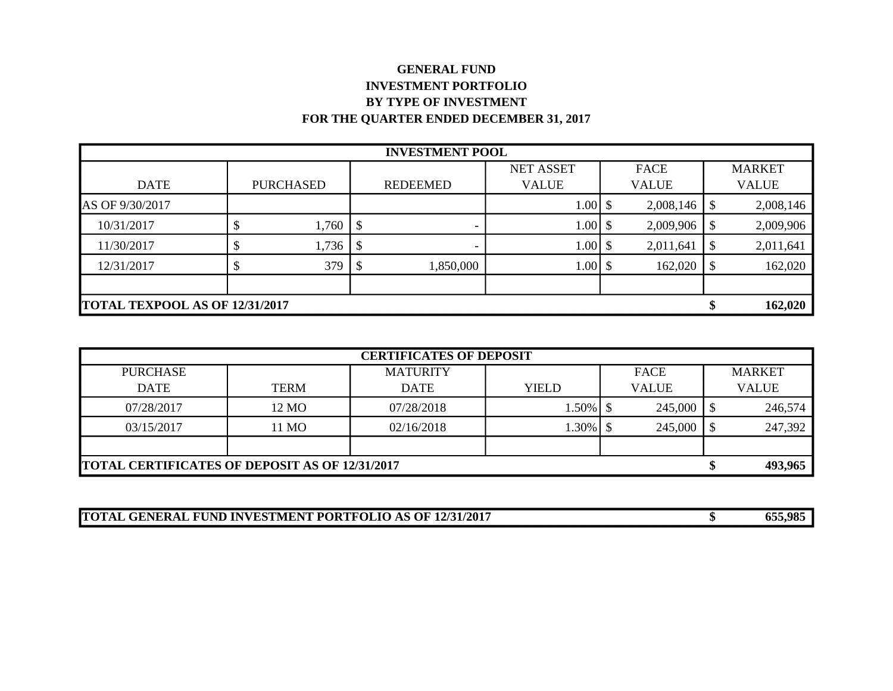**GENERAL FUND**
**INVESTMENT PORTFOLIO**
**BY TYPE OF INVESTMENT**
**FOR THE QUARTER ENDED DECEMBER 31, 2017**

| **INVESTMENT POOL** | | | | | |
|---|---|---|---|---|---|
| DATE | PURCHASED | REDEEMED | NET ASSET VALUE | FACE VALUE | MARKET VALUE |
| AS OF 9/30/2017 | | | 1.00 | $ 2,008,146 | $ 2,008,146 |
| 10/31/2017 | $ 1,760 | $ - | 1.00 | $ 2,009,906 | $ 2,009,906 |
| 11/30/2017 | $ 1,736 | $ - | 1.00 | $ 2,011,641 | $ 2,011,641 |
| 12/31/2017 | $ 379 | $ 1,850,000 | 1.00 | $ 162,020 | $ 162,020 |
| | | | | | |
| **TOTAL TEXPOOL AS OF 12/31/2017** | | | | | **$ 162,020** |

| **CERTIFICATES OF DEPOSIT** | | | | | |
|---|---|---|---|---|---|
| PURCHASE DATE | TERM | MATURITY DATE | YIELD | FACE VALUE | MARKET VALUE |
| 07/28/2017 | 12 MO | 07/28/2018 | 1.50% | $ 245,000 | $ 246,574 |
| 03/15/2017 | 11 MO | 02/16/2018 | 1.30% | $ 245,000 | $ 247,392 |
| | | | | | |
| **TOTAL CERTIFICATES OF DEPOSIT AS OF 12/31/2017** | | | | | **$ 493,965** |

| **TOTAL GENERAL FUND INVESTMENT PORTFOLIO AS OF 12/31/2017** | **$ 655,985** |
|---|---|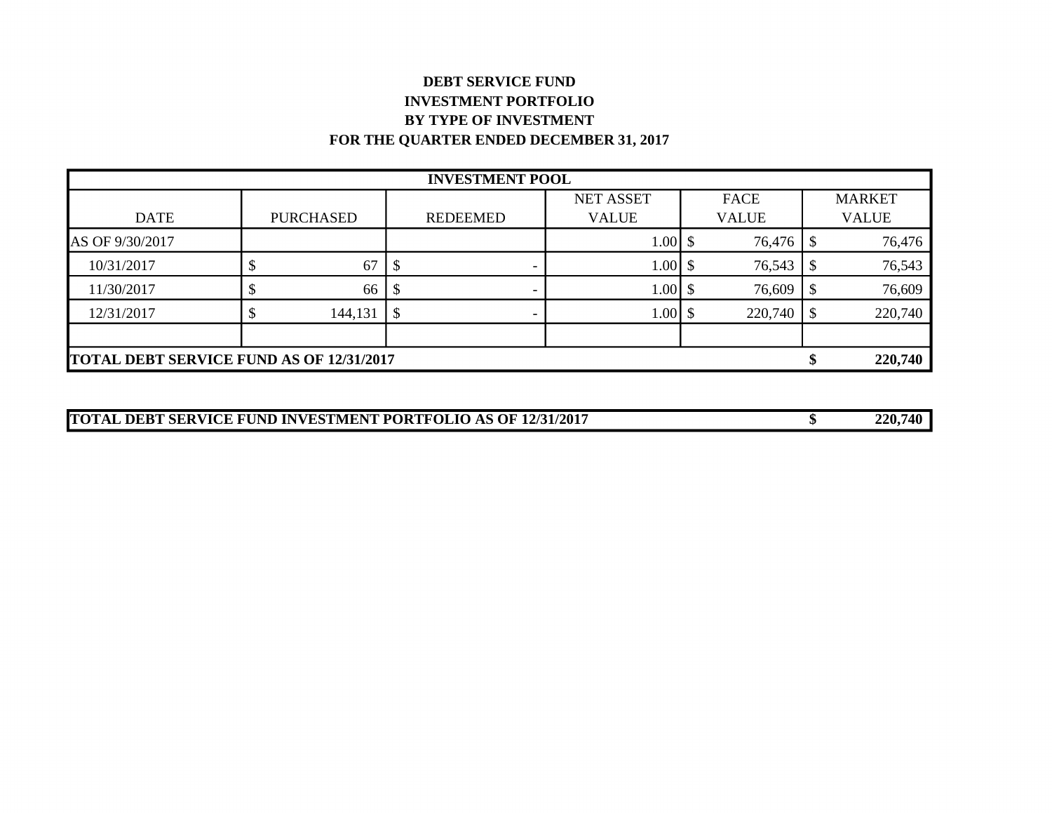# DEBT SERVICE FUND
## INVESTMENT PORTFOLIO
## BY TYPE OF INVESTMENT
## FOR THE QUARTER ENDED DECEMBER 31, 2017

| INVESTMENT POOL | | | | | |
|---|---|---|---|---|---|
| DATE | PURCHASED | REDEEMED | NET ASSET VALUE | FACE VALUE | MARKET VALUE |
| AS OF 9/30/2017 | | | 1.00 | $ 76,476 | $ 76,476 |
| 10/31/2017 | $ 67 | $ - | 1.00 | $ 76,543 | $ 76,543 |
| 11/30/2017 | $ 66 | $ - | 1.00 | $ 76,609 | $ 76,609 |
| 12/31/2017 | $ 144,131 | $ - | 1.00 | $ 220,740 | $ 220,740 |
| | | | | | |
| **TOTAL DEBT SERVICE FUND AS OF 12/31/2017** | | | | | **$ 220,740** |

| | |
|---|---|
| **TOTAL DEBT SERVICE FUND INVESTMENT PORTFOLIO AS OF 12/31/2017** | **$ 220,740** |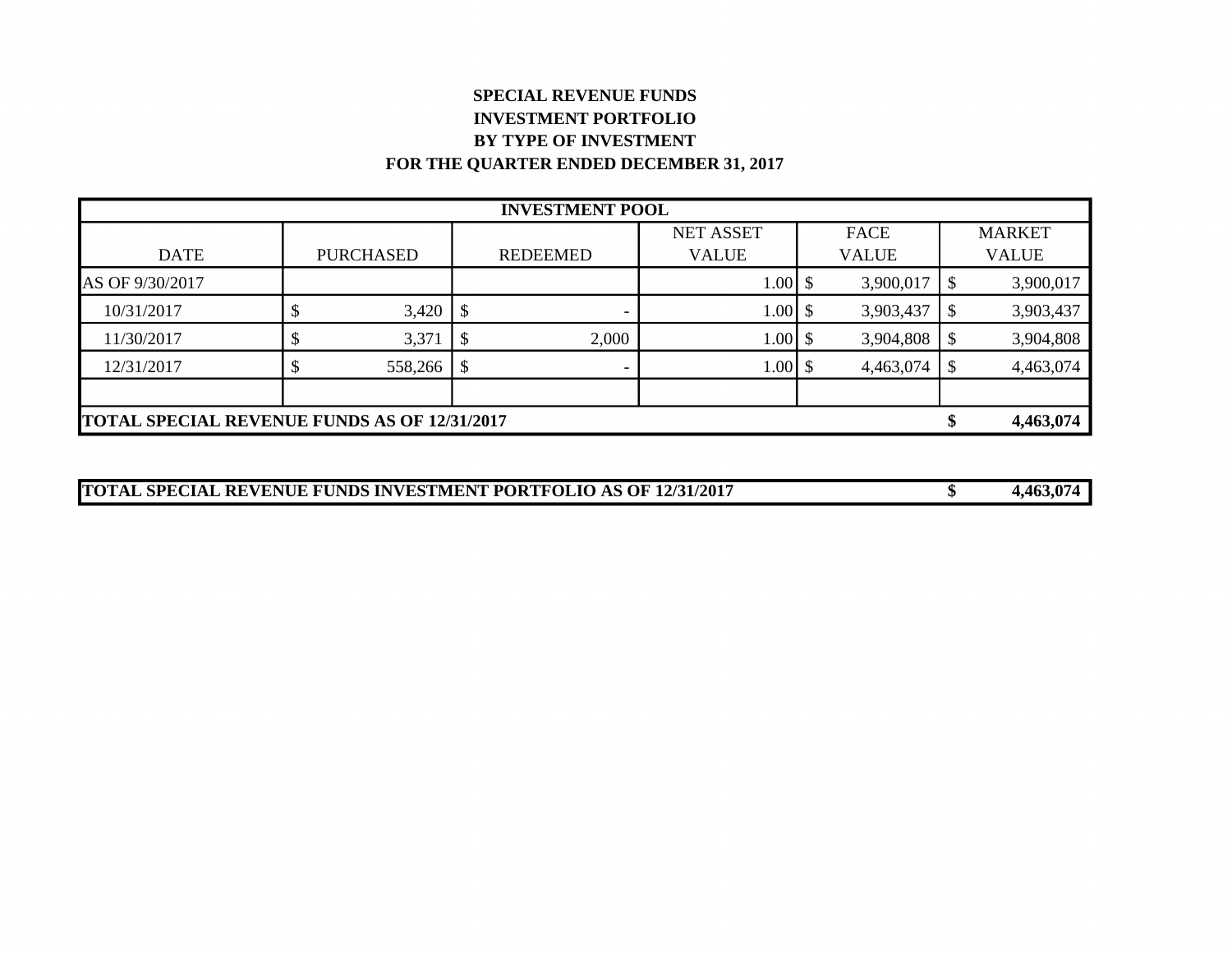**SPECIAL REVENUE FUNDS**
**INVESTMENT PORTFOLIO**
**BY TYPE OF INVESTMENT**
**FOR THE QUARTER ENDED DECEMBER 31, 2017**

| **INVESTMENT POOL** | | | | | |
|---|---|---|---|---|---|
| DATE | PURCHASED | REDEEMED | NET ASSET VALUE | FACE VALUE | MARKET VALUE |
| AS OF 9/30/2017 | | | 1.00 | $ 3,900,017 | $ 3,900,017 |
| 10/31/2017 | $ 3,420 | $ - | 1.00 | $ 3,903,437 | $ 3,903,437 |
| 11/30/2017 | $ 3,371 | $ 2,000 | 1.00 | $ 3,904,808 | $ 3,904,808 |
| 12/31/2017 | $ 558,266 | $ - | 1.00 | $ 4,463,074 | $ 4,463,074 |
| | | | | | |
| **TOTAL SPECIAL REVENUE FUNDS AS OF 12/31/2017** | | | | | **$ 4,463,074** |

| **TOTAL SPECIAL REVENUE FUNDS INVESTMENT PORTFOLIO AS OF 12/31/2017** | **$ 4,463,074** |
|---|---|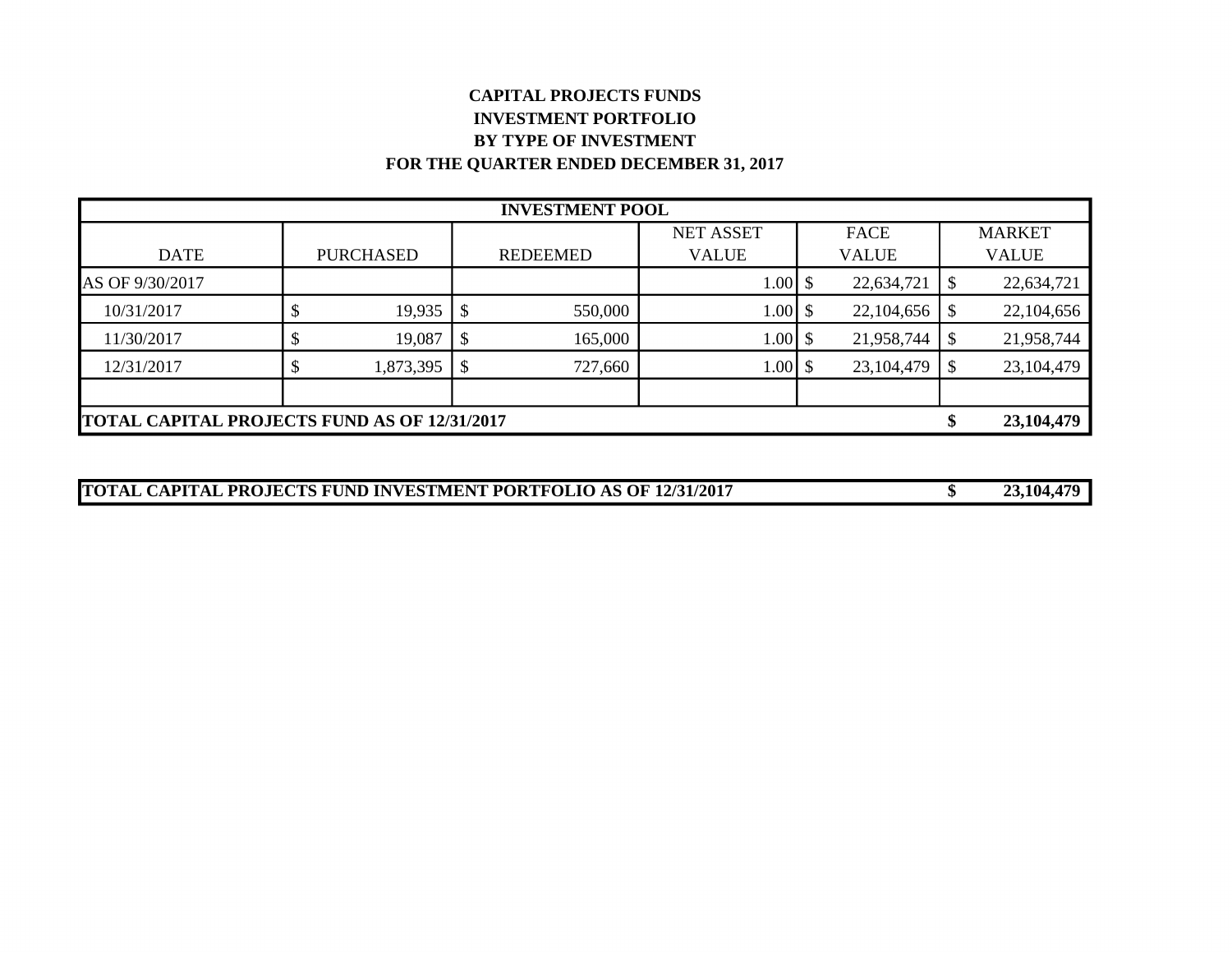# CAPITAL PROJECTS FUNDS
## INVESTMENT PORTFOLIO
## BY TYPE OF INVESTMENT
## FOR THE QUARTER ENDED DECEMBER 31, 2017

| INVESTMENT POOL | | | | | |
|---|---|---|---|---|---|
| DATE | PURCHASED | REDEEMED | NET ASSET VALUE | FACE VALUE | MARKET VALUE |
| AS OF 9/30/2017 | | | 1.00 | $ 22,634,721 | $ 22,634,721 |
| 10/31/2017 | $ 19,935 | $ 550,000 | 1.00 | $ 22,104,656 | $ 22,104,656 |
| 11/30/2017 | $ 19,087 | $ 165,000 | 1.00 | $ 21,958,744 | $ 21,958,744 |
| 12/31/2017 | $ 1,873,395 | $ 727,660 | 1.00 | $ 23,104,479 | $ 23,104,479 |
| | | | | | |
| **TOTAL CAPITAL PROJECTS FUND AS OF 12/31/2017** | | | | | **$ 23,104,479** |

| | |
|---|---|
| **TOTAL CAPITAL PROJECTS FUND INVESTMENT PORTFOLIO AS OF 12/31/2017** | **$ 23,104,479** |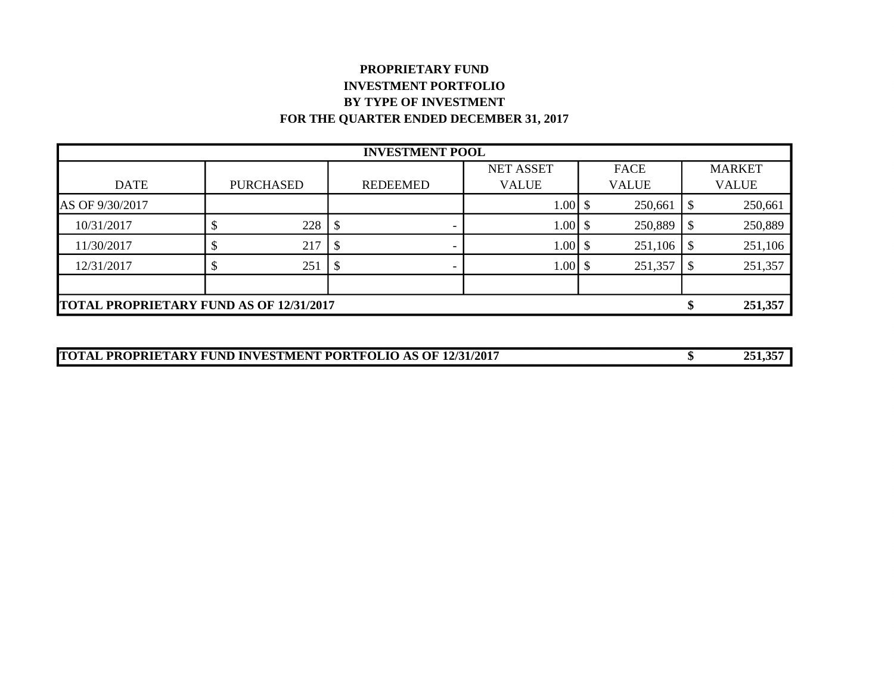**PROPRIETARY FUND**
**INVESTMENT PORTFOLIO**
**BY TYPE OF INVESTMENT**
**FOR THE QUARTER ENDED DECEMBER 31, 2017**

| INVESTMENT POOL | | | | | |
|---|---|---|---|---|---|
| DATE | PURCHASED | REDEEMED | NET ASSET VALUE | FACE VALUE | MARKET VALUE |
| AS OF 9/30/2017 | | | 1.00 | $ 250,661 | $ 250,661 |
| 10/31/2017 | $ 228 | $ - | 1.00 | $ 250,889 | $ 250,889 |
| 11/30/2017 | $ 217 | $ - | 1.00 | $ 251,106 | $ 251,106 |
| 12/31/2017 | $ 251 | $ - | 1.00 | $ 251,357 | $ 251,357 |
| | | | | | |
| **TOTAL PROPRIETARY FUND AS OF 12/31/2017** | | | | | **$ 251,357** |

| | |
|---|---|
| **TOTAL PROPRIETARY FUND INVESTMENT PORTFOLIO AS OF 12/31/2017** | **$ 251,357** |